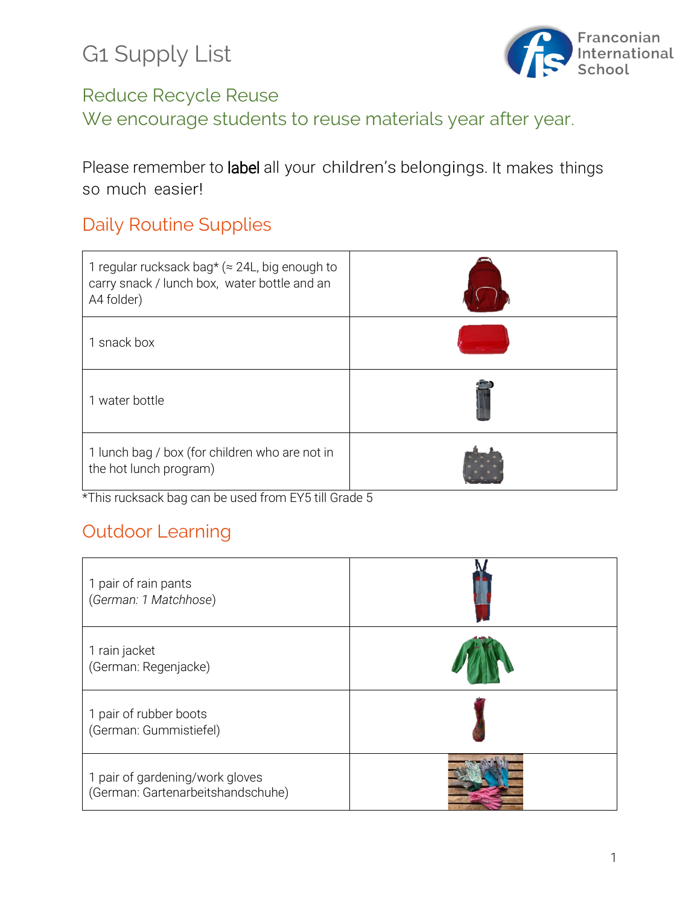# G1 Supply List

## Reduce Recycle Reuse

## We encourage students to reuse materials year after year.

Please remember to **label** all your children's belongings. It makes things so much easier!

## Daily Routine Supplies

| | |
|---|---|
| 1 regular rucksack bag* (≈ 24L, big enough to carry snack / lunch box, water bottle and an A4 folder) | |
| 1 snack box | |
| 1 water bottle | |
| 1 lunch bag / box (for children who are not in the hot lunch program) | |

*This rucksack bag can be used from EY5 till Grade 5

## Outdoor Learning

| | |
|---|---|
| 1 pair of rain pants<br>(*German: 1 Matchhose*) | |
| 1 rain jacket<br>(German: Regenjacke) | |
| 1 pair of rubber boots<br>(German: Gummistiefel) | |
| 1 pair of gardening/work gloves<br>(German: Gartenarbeitshandschuhe) | |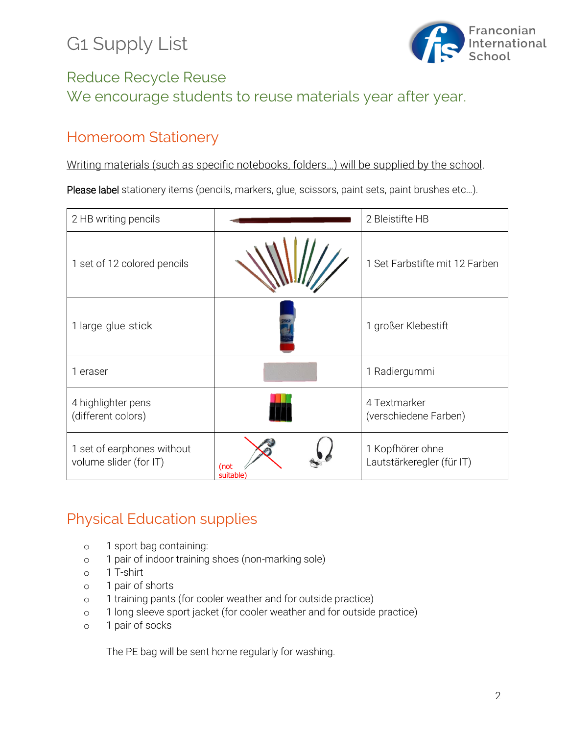# G1 Supply List

## Reduce Recycle Reuse
## We encourage students to reuse materials year after year.

## Homeroom Stationery

Writing materials (such as specific notebooks, folders...) will be supplied by the school.

**Please label** stationery items (pencils, markers, glue, scissors, paint sets, paint brushes etc...).

| | | |
|---|---|---|
| 2 HB writing pencils | | 2 Bleistifte HB |
| 1 set of 12 colored pencils | | 1 Set Farbstifte mit 12 Farben |
| 1 large glue stick | | 1 großer Klebestift |
| 1 eraser | | 1 Radiergummi |
| 4 highlighter pens (different colors) | | 4 Textmarker (verschiedene Farben) |
| 1 set of earphones without volume slider (for IT) | (not suitable) | 1 Kopfhörer ohne Lautstärkeregler (für IT) |

## Physical Education supplies

- 1 sport bag containing:
- 1 pair of indoor training shoes (non-marking sole)
- 1 T-shirt
- 1 pair of shorts
- 1 training pants (for cooler weather and for outside practice)
- 1 long sleeve sport jacket (for cooler weather and for outside practice)
- 1 pair of socks

The PE bag will be sent home regularly for washing.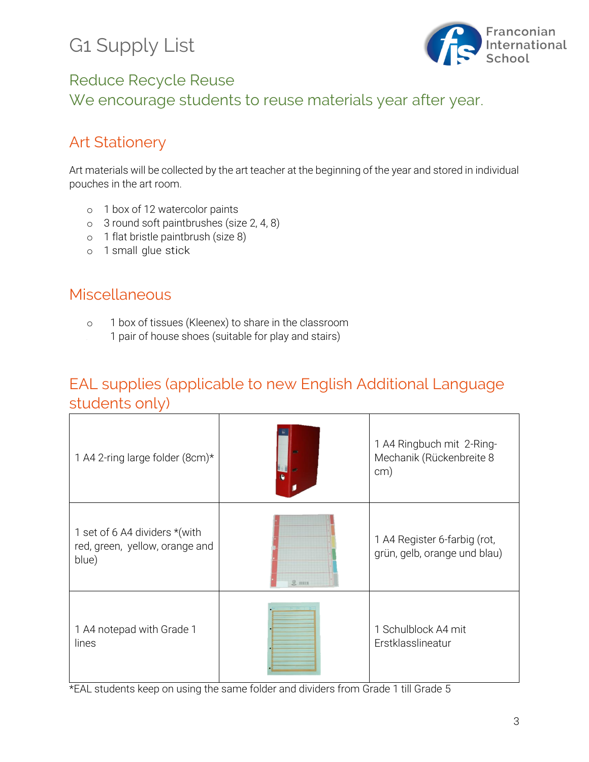# G1 Supply List

## Reduce Recycle Reuse
## We encourage students to reuse materials year after year.

## Art Stationery

Art materials will be collected by the art teacher at the beginning of the year and stored in individual pouches in the art room.

- 1 box of 12 watercolor paints
- 3 round soft paintbrushes (size 2, 4, 8)
- 1 flat bristle paintbrush (size 8)
- 1 small glue stick

## Miscellaneous

- 1 box of tissues (Kleenex) to share in the classroom
- 1 pair of house shoes (suitable for play and stairs)

## EAL supplies (applicable to new English Additional Language students only)

| | | |
|---|---|---|
| 1 A4 2-ring large folder (8cm)* | | 1 A4 Ringbuch mit 2-Ring-Mechanik (Rückenbreite 8 cm) |
| 1 set of 6 A4 dividers *(with red, green, yellow, orange and blue) | | 1 A4 Register 6-farbig (rot, grün, gelb, orange und blau) |
| 1 A4 notepad with Grade 1 lines | | 1 Schulblock A4 mit Erstklasslineatur |

*EAL students keep on using the same folder and dividers from Grade 1 till Grade 5